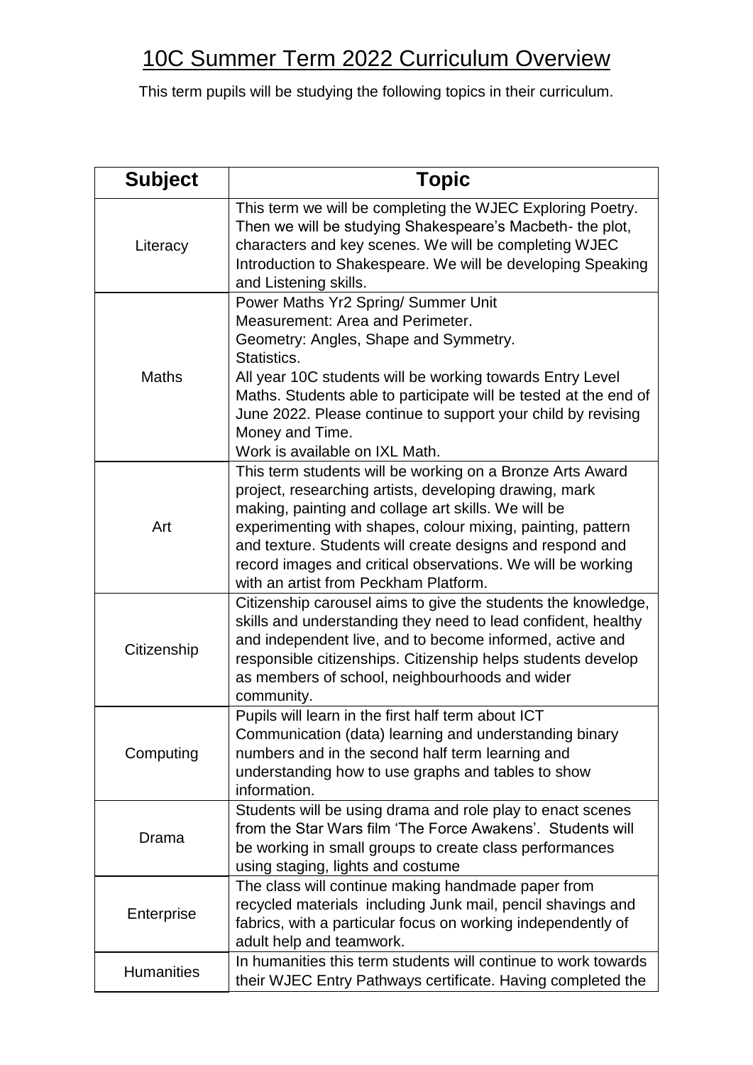# 10C Summer Term 2022 Curriculum Overview

This term pupils will be studying the following topics in their curriculum.

| Subject | Topic |
|---|---|
| Literacy | This term we will be completing the WJEC Exploring Poetry. Then we will be studying Shakespeare's Macbeth- the plot, characters and key scenes. We will be completing WJEC Introduction to Shakespeare. We will be developing Speaking and Listening skills. |
| Maths | Power Maths Yr2 Spring/ Summer Unit<br>Measurement: Area and Perimeter.<br>Geometry: Angles, Shape and Symmetry.<br>Statistics.<br>All year 10C students will be working towards Entry Level Maths. Students able to participate will be tested at the end of June 2022. Please continue to support your child by revising Money and Time.<br>Work is available on IXL Math. |
| Art | This term students will be working on a Bronze Arts Award project, researching artists, developing drawing, mark making, painting and collage art skills. We will be experimenting with shapes, colour mixing, painting, pattern and texture. Students will create designs and respond and record images and critical observations. We will be working with an artist from Peckham Platform. |
| Citizenship | Citizenship carousel aims to give the students the knowledge, skills and understanding they need to lead confident, healthy and independent live, and to become informed, active and responsible citizenships. Citizenship helps students develop as members of school, neighbourhoods and wider community. |
| Computing | Pupils will learn in the first half term about ICT Communication (data) learning and understanding binary numbers and in the second half term learning and understanding how to use graphs and tables to show information. |
| Drama | Students will be using drama and role play to enact scenes from the Star Wars film 'The Force Awakens'. Students will be working in small groups to create class performances using staging, lights and costume |
| Enterprise | The class will continue making handmade paper from recycled materials including Junk mail, pencil shavings and fabrics, with a particular focus on working independently of adult help and teamwork. |
| Humanities | In humanities this term students will continue to work towards their WJEC Entry Pathways certificate. Having completed the |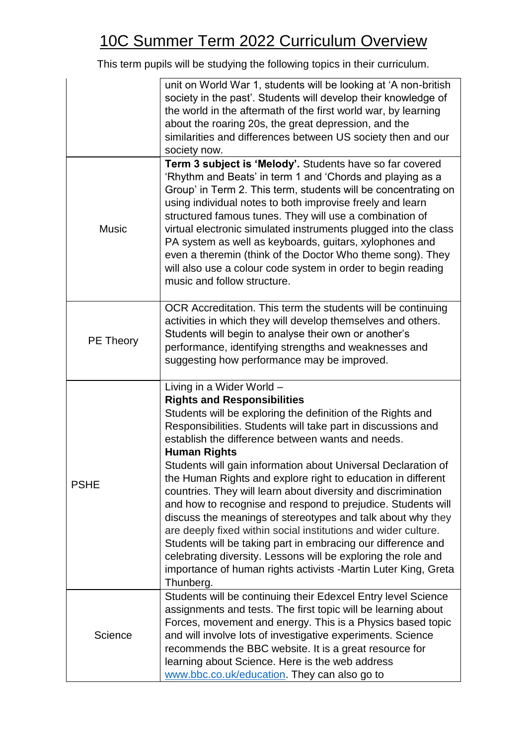# 10C Summer Term 2022 Curriculum Overview

This term pupils will be studying the following topics in their curriculum.

| | |
|---|---|
| | unit on World War 1, students will be looking at 'A non-british society in the past'. Students will develop their knowledge of the world in the aftermath of the first world war, by learning about the roaring 20s, the great depression, and the similarities and differences between US society then and our society now. |
| Music | **Term 3 subject is 'Melody'.** Students have so far covered 'Rhythm and Beats' in term 1 and 'Chords and playing as a Group' in Term 2. This term, students will be concentrating on using individual notes to both improvise freely and learn structured famous tunes. They will use a combination of virtual electronic simulated instruments plugged into the class PA system as well as keyboards, guitars, xylophones and even a theremin (think of the Doctor Who theme song). They will also use a colour code system in order to begin reading music and follow structure. |
| PE Theory | OCR Accreditation. This term the students will be continuing activities in which they will develop themselves and others. Students will begin to analyse their own or another's performance, identifying strengths and weaknesses and suggesting how performance may be improved. |
| PSHE | Living in a Wider World – <br>**Rights and Responsibilities**<br>Students will be exploring the definition of the Rights and Responsibilities. Students will take part in discussions and establish the difference between wants and needs.<br>**Human Rights**<br>Students will gain information about Universal Declaration of the Human Rights and explore right to education in different countries. They will learn about diversity and discrimination and how to recognise and respond to prejudice. Students will discuss the meanings of stereotypes and talk about why they are deeply fixed within social institutions and wider culture. Students will be taking part in embracing our difference and celebrating diversity. Lessons will be exploring the role and importance of human rights activists -Martin Luter King, Greta Thunberg. |
| Science | Students will be continuing their Edexcel Entry level Science assignments and tests. The first topic will be learning about Forces, movement and energy. This is a Physics based topic and will involve lots of investigative experiments. Science recommends the BBC website. It is a great resource for learning about Science. Here is the web address [www.bbc.co.uk/education](www.bbc.co.uk/education). They can also go to |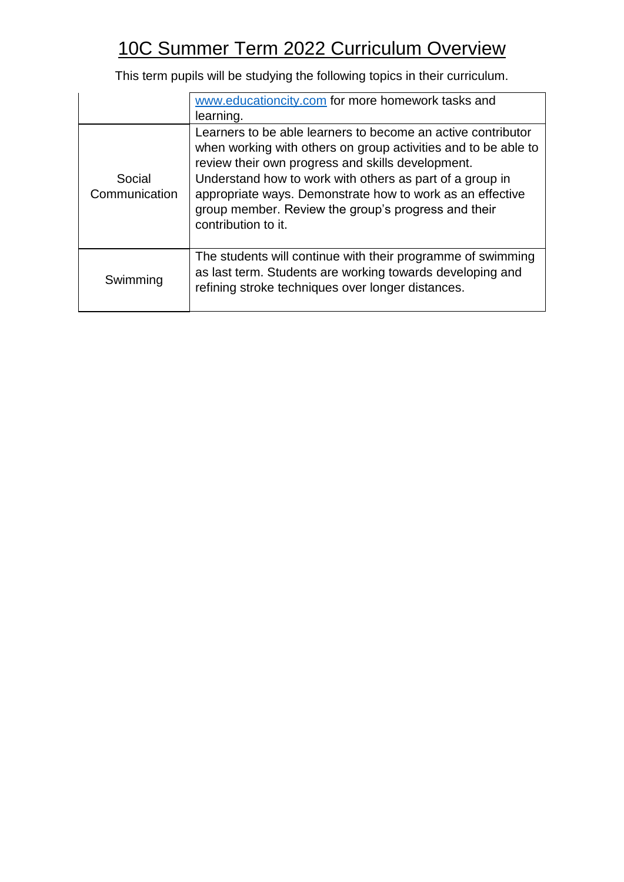# 10C Summer Term 2022 Curriculum Overview

This term pupils will be studying the following topics in their curriculum.

| | |
|---|---|
| | www.educationcity.com for more homework tasks and learning. |
| Social Communication | Learners to be able learners to become an active contributor when working with others on group activities and to be able to review their own progress and skills development. Understand how to work with others as part of a group in appropriate ways. Demonstrate how to work as an effective group member. Review the group's progress and their contribution to it. |
| Swimming | The students will continue with their programme of swimming as last term. Students are working towards developing and refining stroke techniques over longer distances. |